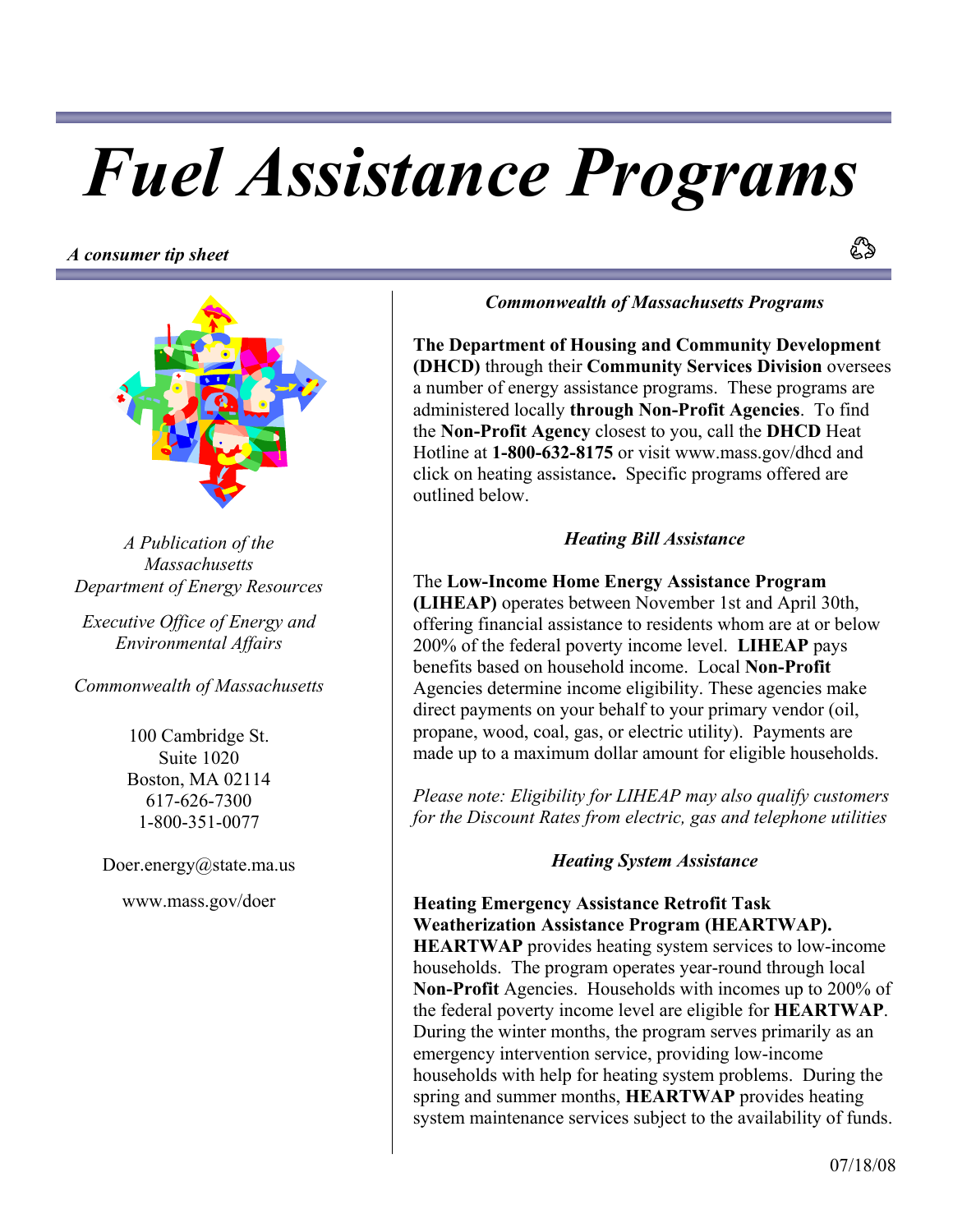# Fuel Assistance Programs

***A consumer tip sheet***

*A Publication of the Massachusetts Department of Energy Resources*

*Executive Office of Energy and Environmental Affairs*

*Commonwealth of Massachusetts*

100 Cambridge St.
Suite 1020
Boston, MA 02114
617-626-7300
1-800-351-0077

Doer.energy@state.ma.us

www.mass.gov/doer

### *Commonwealth of Massachusetts Programs*

**The Department of Housing and Community Development (DHCD)** through their **Community Services Division** oversees a number of energy assistance programs. These programs are administered locally **through Non-Profit Agencies**. To find the **Non-Profit Agency** closest to you, call the **DHCD** Heat Hotline at **1-800-632-8175** or visit www.mass.gov/dhcd and click on heating assistance**.** Specific programs offered are outlined below.

### *Heating Bill Assistance*

The **Low-Income Home Energy Assistance Program (LIHEAP)** operates between November 1st and April 30th, offering financial assistance to residents whom are at or below 200% of the federal poverty income level. **LIHEAP** pays benefits based on household income. Local **Non-Profit** Agencies determine income eligibility. These agencies make direct payments on your behalf to your primary vendor (oil, propane, wood, coal, gas, or electric utility). Payments are made up to a maximum dollar amount for eligible households.

*Please note: Eligibility for LIHEAP may also qualify customers for the Discount Rates from electric, gas and telephone utilities*

### *Heating System Assistance*

**Heating Emergency Assistance Retrofit Task Weatherization Assistance Program (HEARTWAP). HEARTWAP** provides heating system services to low-income households. The program operates year-round through local **Non-Profit** Agencies. Households with incomes up to 200% of the federal poverty income level are eligible for **HEARTWAP**. During the winter months, the program serves primarily as an emergency intervention service, providing low-income households with help for heating system problems. During the spring and summer months, **HEARTWAP** provides heating system maintenance services subject to the availability of funds.

07/18/08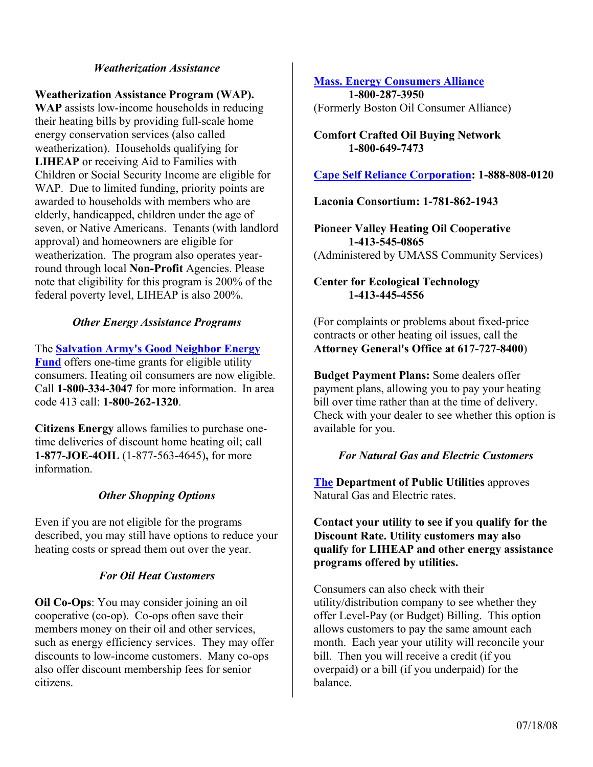### *Weatherization Assistance*

**Weatherization Assistance Program (WAP). WAP** assists low-income households in reducing their heating bills by providing full-scale home energy conservation services (also called weatherization). Households qualifying for **LIHEAP** or receiving Aid to Families with Children or Social Security Income are eligible for WAP. Due to limited funding, priority points are awarded to households with members who are elderly, handicapped, children under the age of seven, or Native Americans. Tenants (with landlord approval) and homeowners are eligible for weatherization. The program also operates year-round through local **Non-Profit** Agencies. Please note that eligibility for this program is 200% of the federal poverty level, LIHEAP is also 200%.

### *Other Energy Assistance Programs*

The **Salvation Army's Good Neighbor Energy Fund** offers one-time grants for eligible utility consumers. Heating oil consumers are now eligible. Call **1-800-334-3047** for more information. In area code 413 call: **1-800-262-1320**.

**Citizens Energy** allows families to purchase one-time deliveries of discount home heating oil; call **1-877-JOE-4OIL** (1-877-563-4645)**,** for more information.

### *Other Shopping Options*

Even if you are not eligible for the programs described, you may still have options to reduce your heating costs or spread them out over the year.

### *For Oil Heat Customers*

**Oil Co-Ops**: You may consider joining an oil cooperative (co-op). Co-ops often save their members money on their oil and other services, such as energy efficiency services. They may offer discounts to low-income customers. Many co-ops also offer discount membership fees for senior citizens.

**Mass. Energy Consumers Alliance**
**1-800-287-3950**
(Formerly Boston Oil Consumer Alliance)

**Comfort Crafted Oil Buying Network**
**1-800-649-7473**

**Cape Self Reliance Corporation: 1-888-808-0120**

**Laconia Consortium: 1-781-862-1943**

**Pioneer Valley Heating Oil Cooperative**
**1-413-545-0865**
(Administered by UMASS Community Services)

**Center for Ecological Technology**
**1-413-445-4556**

(For complaints or problems about fixed-price contracts or other heating oil issues, call the **Attorney General's Office at 617-727-8400**)

**Budget Payment Plans:** Some dealers offer payment plans, allowing you to pay your heating bill over time rather than at the time of delivery. Check with your dealer to see whether this option is available for you.

### *For Natural Gas and Electric Customers*

**The Department of Public Utilities** approves Natural Gas and Electric rates.

**Contact your utility to see if you qualify for the Discount Rate. Utility customers may also qualify for LIHEAP and other energy assistance programs offered by utilities.**

Consumers can also check with their utility/distribution company to see whether they offer Level-Pay (or Budget) Billing. This option allows customers to pay the same amount each month. Each year your utility will reconcile your bill. Then you will receive a credit (if you overpaid) or a bill (if you underpaid) for the balance.

07/18/08